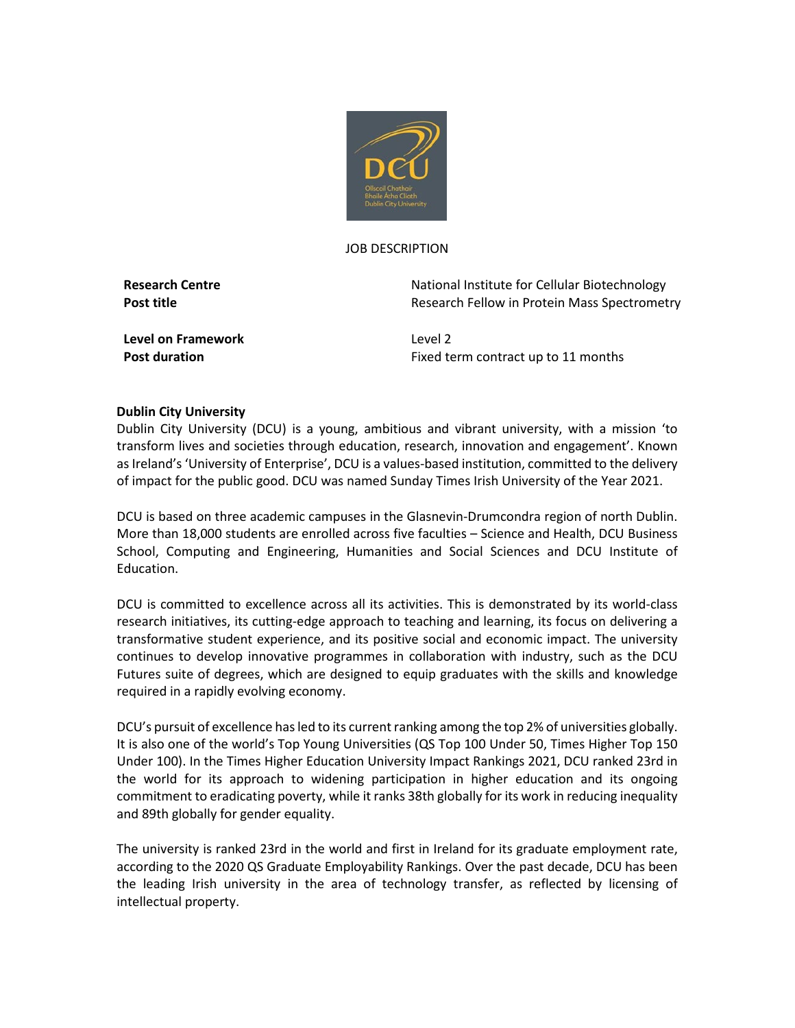# JOB DESCRIPTION

| | |
|---|---|
| **Research Centre** | National Institute for Cellular Biotechnology |
| **Post title** | Research Fellow in Protein Mass Spectrometry |
| **Level on Framework** | Level 2 |
| **Post duration** | Fixed term contract up to 11 months |

## Dublin City University

Dublin City University (DCU) is a young, ambitious and vibrant university, with a mission 'to transform lives and societies through education, research, innovation and engagement'. Known as Ireland's 'University of Enterprise', DCU is a values-based institution, committed to the delivery of impact for the public good. DCU was named Sunday Times Irish University of the Year 2021.

DCU is based on three academic campuses in the Glasnevin-Drumcondra region of north Dublin. More than 18,000 students are enrolled across five faculties – Science and Health, DCU Business School, Computing and Engineering, Humanities and Social Sciences and DCU Institute of Education.

DCU is committed to excellence across all its activities. This is demonstrated by its world-class research initiatives, its cutting-edge approach to teaching and learning, its focus on delivering a transformative student experience, and its positive social and economic impact. The university continues to develop innovative programmes in collaboration with industry, such as the DCU Futures suite of degrees, which are designed to equip graduates with the skills and knowledge required in a rapidly evolving economy.

DCU's pursuit of excellence has led to its current ranking among the top 2% of universities globally. It is also one of the world's Top Young Universities (QS Top 100 Under 50, Times Higher Top 150 Under 100). In the Times Higher Education University Impact Rankings 2021, DCU ranked 23rd in the world for its approach to widening participation in higher education and its ongoing commitment to eradicating poverty, while it ranks 38th globally for its work in reducing inequality and 89th globally for gender equality.

The university is ranked 23rd in the world and first in Ireland for its graduate employment rate, according to the 2020 QS Graduate Employability Rankings. Over the past decade, DCU has been the leading Irish university in the area of technology transfer, as reflected by licensing of intellectual property.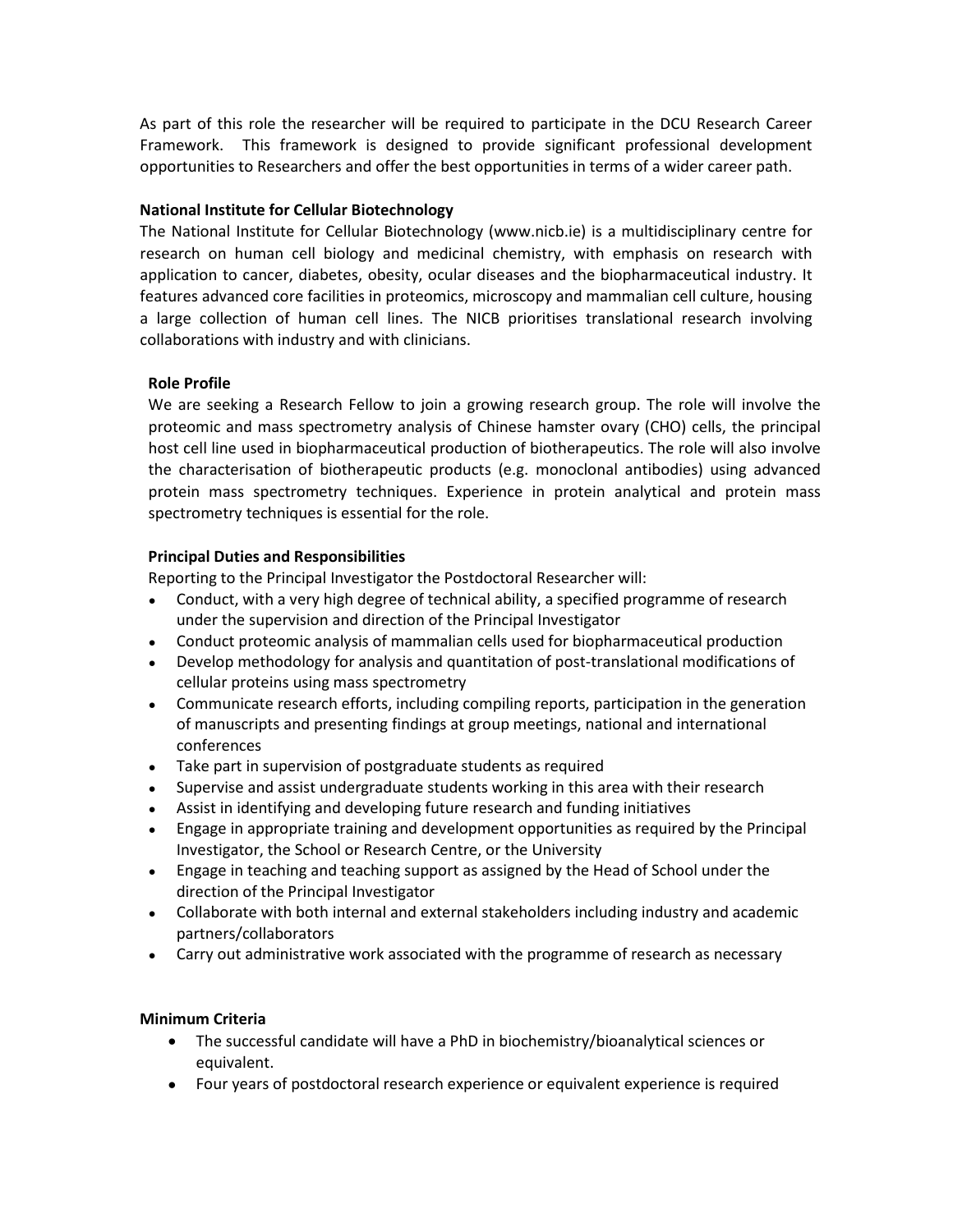As part of this role the researcher will be required to participate in the DCU Research Career Framework. This framework is designed to provide significant professional development opportunities to Researchers and offer the best opportunities in terms of a wider career path.

**National Institute for Cellular Biotechnology**

The National Institute for Cellular Biotechnology (www.nicb.ie) is a multidisciplinary centre for research on human cell biology and medicinal chemistry, with emphasis on research with application to cancer, diabetes, obesity, ocular diseases and the biopharmaceutical industry. It features advanced core facilities in proteomics, microscopy and mammalian cell culture, housing a large collection of human cell lines. The NICB prioritises translational research involving collaborations with industry and with clinicians.

**Role Profile**

We are seeking a Research Fellow to join a growing research group. The role will involve the proteomic and mass spectrometry analysis of Chinese hamster ovary (CHO) cells, the principal host cell line used in biopharmaceutical production of biotherapeutics. The role will also involve the characterisation of biotherapeutic products (e.g. monoclonal antibodies) using advanced protein mass spectrometry techniques. Experience in protein analytical and protein mass spectrometry techniques is essential for the role.

**Principal Duties and Responsibilities**

Reporting to the Principal Investigator the Postdoctoral Researcher will:

- Conduct, with a very high degree of technical ability, a specified programme of research under the supervision and direction of the Principal Investigator
- Conduct proteomic analysis of mammalian cells used for biopharmaceutical production
- Develop methodology for analysis and quantitation of post-translational modifications of cellular proteins using mass spectrometry
- Communicate research efforts, including compiling reports, participation in the generation of manuscripts and presenting findings at group meetings, national and international conferences
- Take part in supervision of postgraduate students as required
- Supervise and assist undergraduate students working in this area with their research
- Assist in identifying and developing future research and funding initiatives
- Engage in appropriate training and development opportunities as required by the Principal Investigator, the School or Research Centre, or the University
- Engage in teaching and teaching support as assigned by the Head of School under the direction of the Principal Investigator
- Collaborate with both internal and external stakeholders including industry and academic partners/collaborators
- Carry out administrative work associated with the programme of research as necessary

**Minimum Criteria**

- The successful candidate will have a PhD in biochemistry/bioanalytical sciences or equivalent.
- Four years of postdoctoral research experience or equivalent experience is required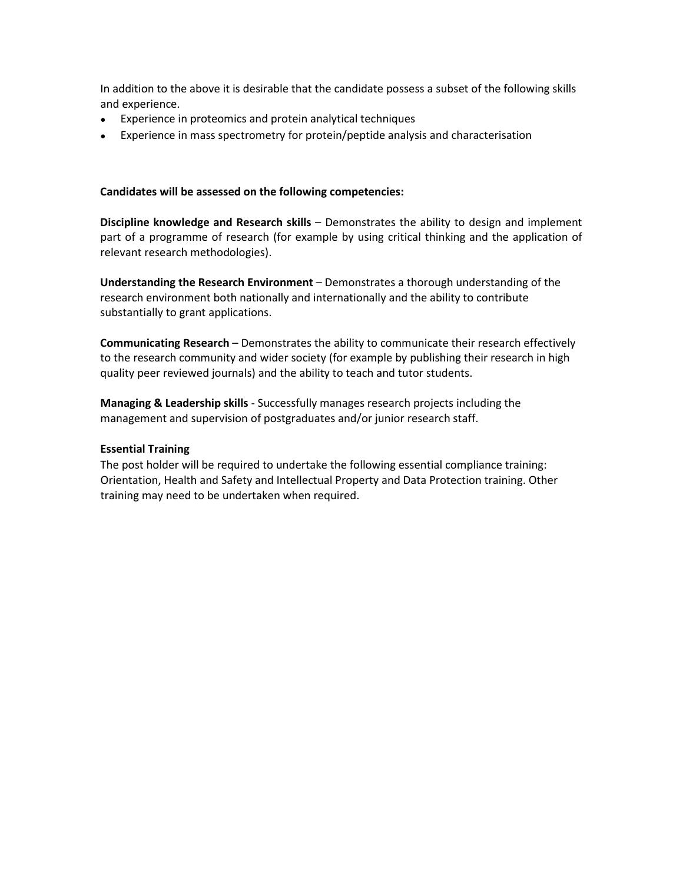In addition to the above it is desirable that the candidate possess a subset of the following skills and experience.

- Experience in proteomics and protein analytical techniques
- Experience in mass spectrometry for protein/peptide analysis and characterisation

**Candidates will be assessed on the following competencies:**

**Discipline knowledge and Research skills** – Demonstrates the ability to design and implement part of a programme of research (for example by using critical thinking and the application of relevant research methodologies).

**Understanding the Research Environment** – Demonstrates a thorough understanding of the research environment both nationally and internationally and the ability to contribute substantially to grant applications.

**Communicating Research** – Demonstrates the ability to communicate their research effectively to the research community and wider society (for example by publishing their research in high quality peer reviewed journals) and the ability to teach and tutor students.

**Managing & Leadership skills** - Successfully manages research projects including the management and supervision of postgraduates and/or junior research staff.

**Essential Training**

The post holder will be required to undertake the following essential compliance training: Orientation, Health and Safety and Intellectual Property and Data Protection training. Other training may need to be undertaken when required.